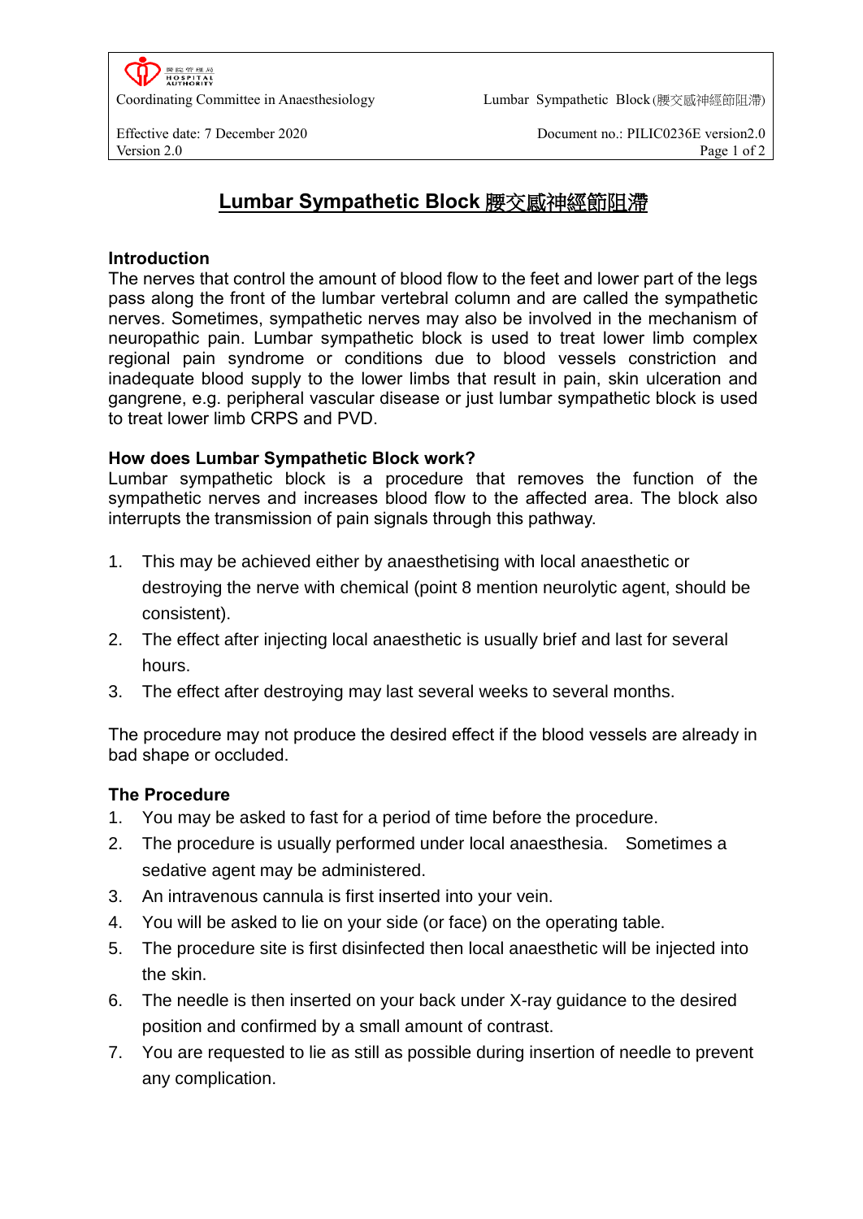# Lumbar Sympathetic Block 腰交感神經節阻滯

## Introduction

The nerves that control the amount of blood flow to the feet and lower part of the legs pass along the front of the lumbar vertebral column and are called the sympathetic nerves. Sometimes, sympathetic nerves may also be involved in the mechanism of neuropathic pain. Lumbar sympathetic block is used to treat lower limb complex regional pain syndrome or conditions due to blood vessels constriction and inadequate blood supply to the lower limbs that result in pain, skin ulceration and gangrene, e.g. peripheral vascular disease or just lumbar sympathetic block is used to treat lower limb CRPS and PVD.

## How does Lumbar Sympathetic Block work?

Lumbar sympathetic block is a procedure that removes the function of the sympathetic nerves and increases blood flow to the affected area. The block also interrupts the transmission of pain signals through this pathway.

1. This may be achieved either by anaesthetising with local anaesthetic or destroying the nerve with chemical (point 8 mention neurolytic agent, should be consistent).
2. The effect after injecting local anaesthetic is usually brief and last for several hours.
3. The effect after destroying may last several weeks to several months.

The procedure may not produce the desired effect if the blood vessels are already in bad shape or occluded.

## The Procedure

1. You may be asked to fast for a period of time before the procedure.
2. The procedure is usually performed under local anaesthesia. Sometimes a sedative agent may be administered.
3. An intravenous cannula is first inserted into your vein.
4. You will be asked to lie on your side (or face) on the operating table.
5. The procedure site is first disinfected then local anaesthetic will be injected into the skin.
6. The needle is then inserted on your back under X-ray guidance to the desired position and confirmed by a small amount of contrast.
7. You are requested to lie as still as possible during insertion of needle to prevent any complication.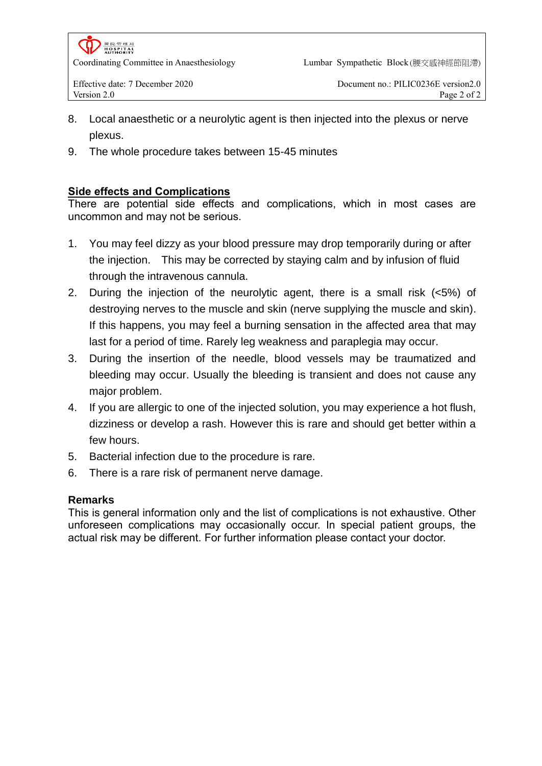8. Local anaesthetic or a neurolytic agent is then injected into the plexus or nerve plexus.
9. The whole procedure takes between 15-45 minutes

## Side effects and Complications

There are potential side effects and complications, which in most cases are uncommon and may not be serious.

1. You may feel dizzy as your blood pressure may drop temporarily during or after the injection. This may be corrected by staying calm and by infusion of fluid through the intravenous cannula.
2. During the injection of the neurolytic agent, there is a small risk (<5%) of destroying nerves to the muscle and skin (nerve supplying the muscle and skin). If this happens, you may feel a burning sensation in the affected area that may last for a period of time. Rarely leg weakness and paraplegia may occur.
3. During the insertion of the needle, blood vessels may be traumatized and bleeding may occur. Usually the bleeding is transient and does not cause any major problem.
4. If you are allergic to one of the injected solution, you may experience a hot flush, dizziness or develop a rash. However this is rare and should get better within a few hours.
5. Bacterial infection due to the procedure is rare.
6. There is a rare risk of permanent nerve damage.

**Remarks**

This is general information only and the list of complications is not exhaustive. Other unforeseen complications may occasionally occur. In special patient groups, the actual risk may be different. For further information please contact your doctor.